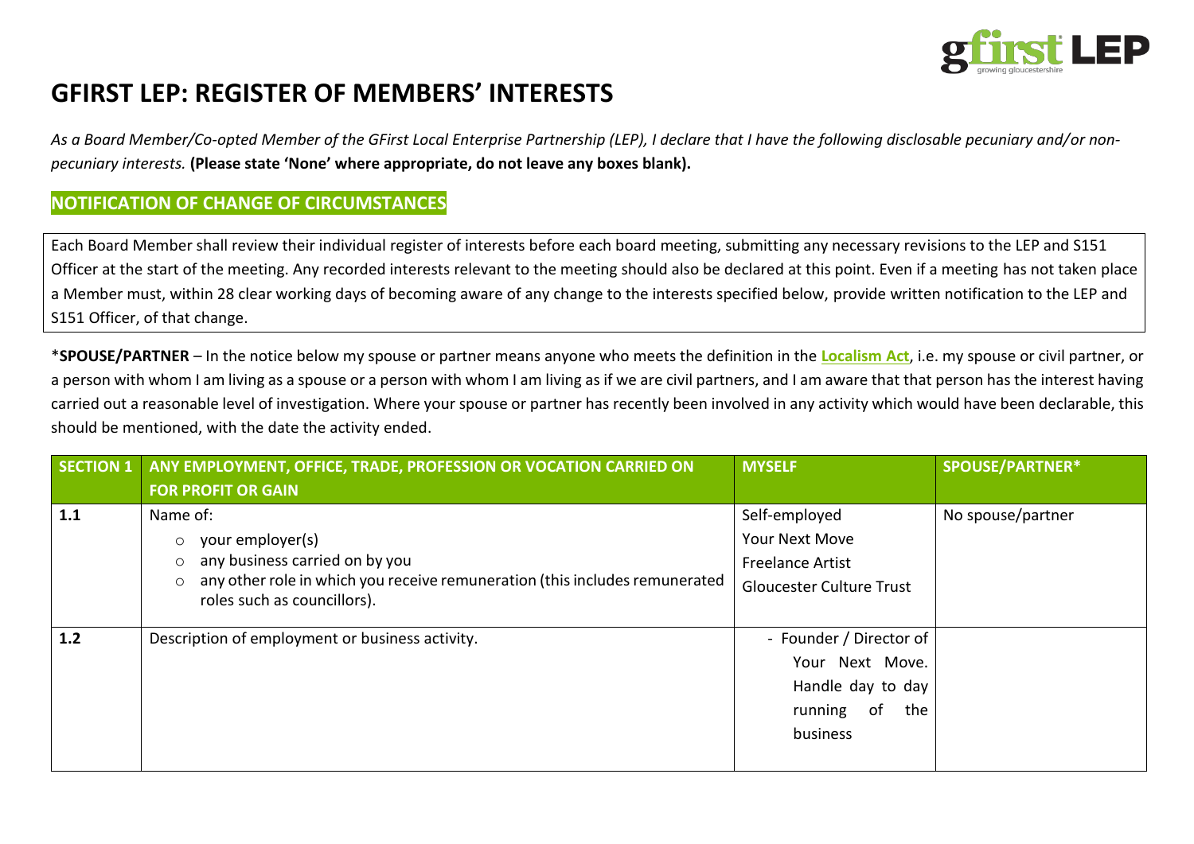# GFIRST LEP: REGISTER OF MEMBERS' INTERESTS

*As a Board Member/Co-opted Member of the GFirst Local Enterprise Partnership (LEP), I declare that I have the following disclosable pecuniary and/or non-pecuniary interests.* **(Please state 'None' where appropriate, do not leave any boxes blank).**

## NOTIFICATION OF CHANGE OF CIRCUMSTANCES

Each Board Member shall review their individual register of interests before each board meeting, submitting any necessary revisions to the LEP and S151 Officer at the start of the meeting. Any recorded interests relevant to the meeting should also be declared at this point. Even if a meeting has not taken place a Member must, within 28 clear working days of becoming aware of any change to the interests specified below, provide written notification to the LEP and S151 Officer, of that change.

\***SPOUSE/PARTNER** – In the notice below my spouse or partner means anyone who meets the definition in the **Localism Act**, i.e. my spouse or civil partner, or a person with whom I am living as a spouse or a person with whom I am living as if we are civil partners, and I am aware that that person has the interest having carried out a reasonable level of investigation. Where your spouse or partner has recently been involved in any activity which would have been declarable, this should be mentioned, with the date the activity ended.

| SECTION 1 | ANY EMPLOYMENT, OFFICE, TRADE, PROFESSION OR VOCATION CARRIED ON FOR PROFIT OR GAIN | MYSELF | SPOUSE/PARTNER* |
|---|---|---|---|
| 1.1 | Name of:<br>○ your employer(s)<br>○ any business carried on by you<br>○ any other role in which you receive remuneration (this includes remunerated roles such as councillors). | Self-employed<br>Your Next Move<br>Freelance Artist<br>Gloucester Culture Trust | No spouse/partner |
| 1.2 | Description of employment or business activity. | - Founder / Director of Your Next Move. Handle day to day running of the business | |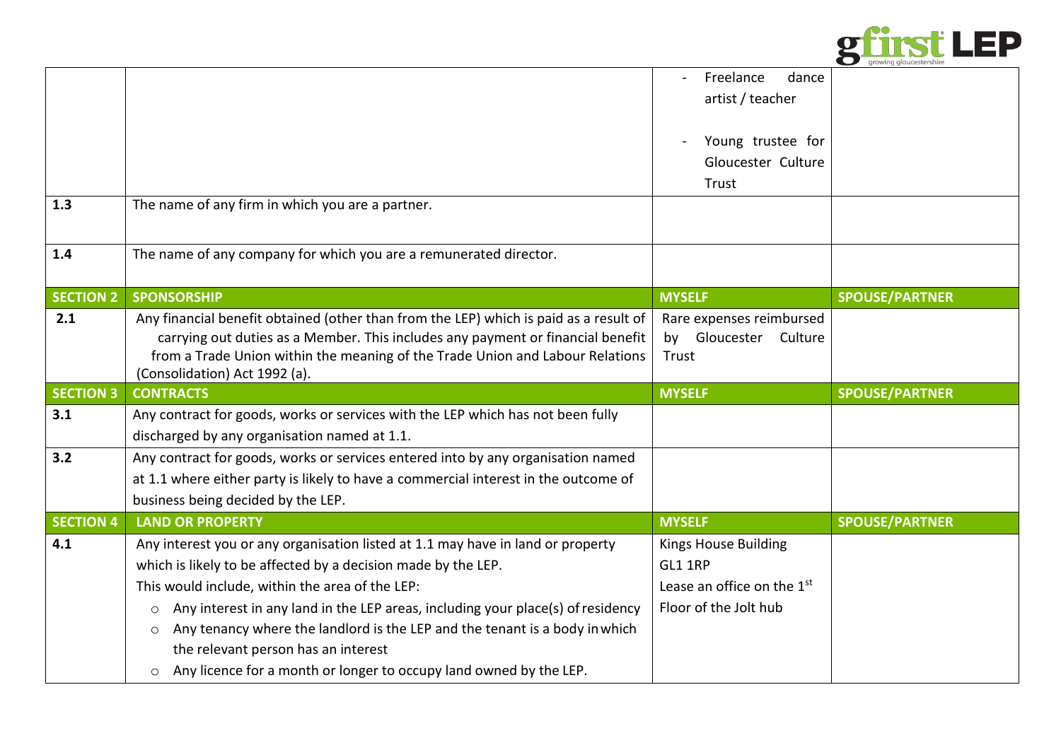|  |  | - Freelance dance artist / teacher<br><br>- Young trustee for Gloucester Culture Trust |  |
|---|---|---|---|
| **1.3** | The name of any firm in which you are a partner. |  |  |
| **1.4** | The name of any company for which you are a remunerated director. |  |  |
| **SECTION 2** | **SPONSORSHIP** | **MYSELF** | **SPOUSE/PARTNER** |
| **2.1** | Any financial benefit obtained (other than from the LEP) which is paid as a result of carrying out duties as a Member. This includes any payment or financial benefit from a Trade Union within the meaning of the Trade Union and Labour Relations (Consolidation) Act 1992 (a). | Rare expenses reimbursed by Gloucester Culture Trust |  |
| **SECTION 3** | **CONTRACTS** | **MYSELF** | **SPOUSE/PARTNER** |
| **3.1** | Any contract for goods, works or services with the LEP which has not been fully discharged by any organisation named at 1.1. |  |  |
| **3.2** | Any contract for goods, works or services entered into by any organisation named at 1.1 where either party is likely to have a commercial interest in the outcome of business being decided by the LEP. |  |  |
| **SECTION 4** | **LAND OR PROPERTY** | **MYSELF** | **SPOUSE/PARTNER** |
| **4.1** | Any interest you or any organisation listed at 1.1 may have in land or property which is likely to be affected by a decision made by the LEP.<br>This would include, within the area of the LEP:<br>○ Any interest in any land in the LEP areas, including your place(s) of residency<br>○ Any tenancy where the landlord is the LEP and the tenant is a body in which the relevant person has an interest<br>○ Any licence for a month or longer to occupy land owned by the LEP. | Kings House Building<br>GL1 1RP<br>Lease an office on the 1st Floor of the Jolt hub |  |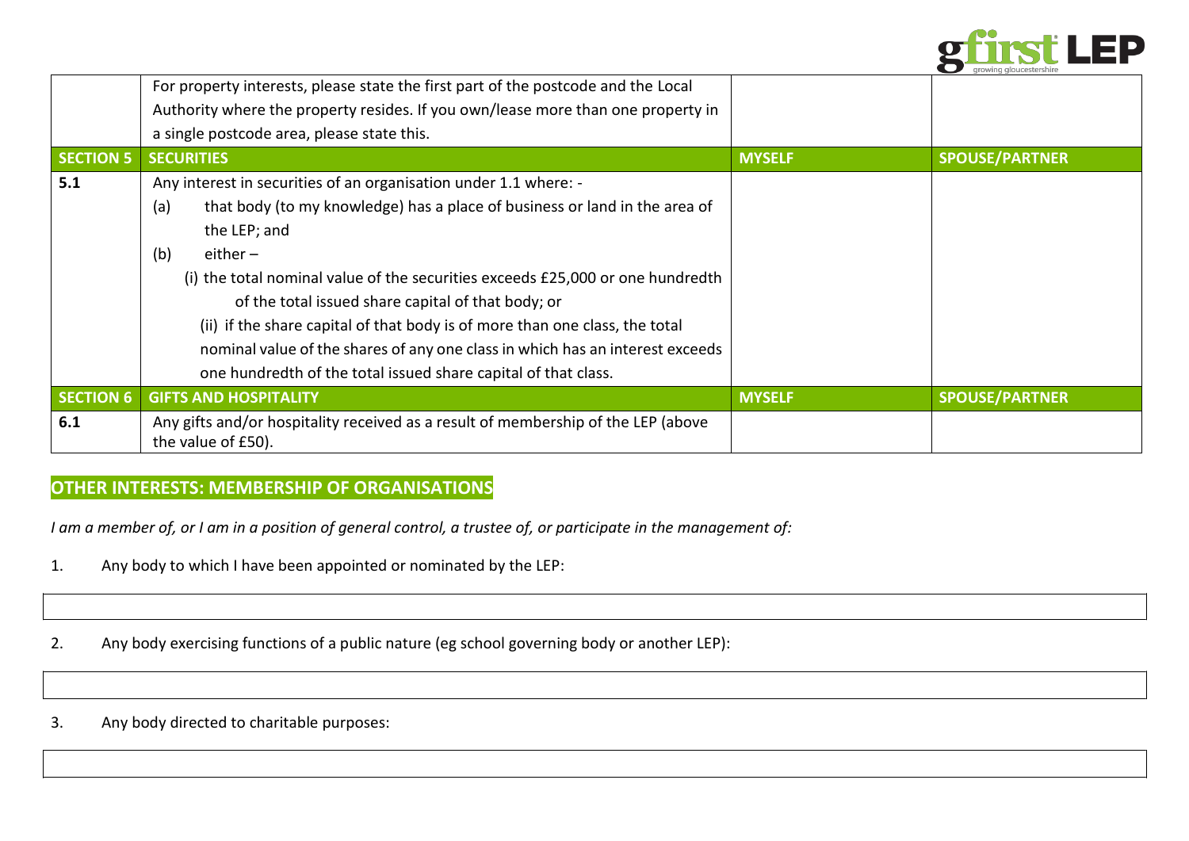| | | | |
|---|---|---|---|
| | For property interests, please state the first part of the postcode and the Local Authority where the property resides. If you own/lease more than one property in a single postcode area, please state this. | | |
| **SECTION 5** | **SECURITIES** | **MYSELF** | **SPOUSE/PARTNER** |
| **5.1** | Any interest in securities of an organisation under 1.1 where: -<br>(a) that body (to my knowledge) has a place of business or land in the area of the LEP; and<br>(b) either –<br>(i) the total nominal value of the securities exceeds £25,000 or one hundredth of the total issued share capital of that body; or<br>(ii) if the share capital of that body is of more than one class, the total nominal value of the shares of any one class in which has an interest exceeds one hundredth of the total issued share capital of that class. | | |
| **SECTION 6** | **GIFTS AND HOSPITALITY** | **MYSELF** | **SPOUSE/PARTNER** |
| **6.1** | Any gifts and/or hospitality received as a result of membership of the LEP (above the value of £50). | | |

## OTHER INTERESTS: MEMBERSHIP OF ORGANISATIONS

*I am a member of, or I am in a position of general control, a trustee of, or participate in the management of:*

1. Any body to which I have been appointed or nominated by the LEP:

| |
|---|
| |

2. Any body exercising functions of a public nature (eg school governing body or another LEP):

| |
|---|
| |

3. Any body directed to charitable purposes:

| |
|---|
| |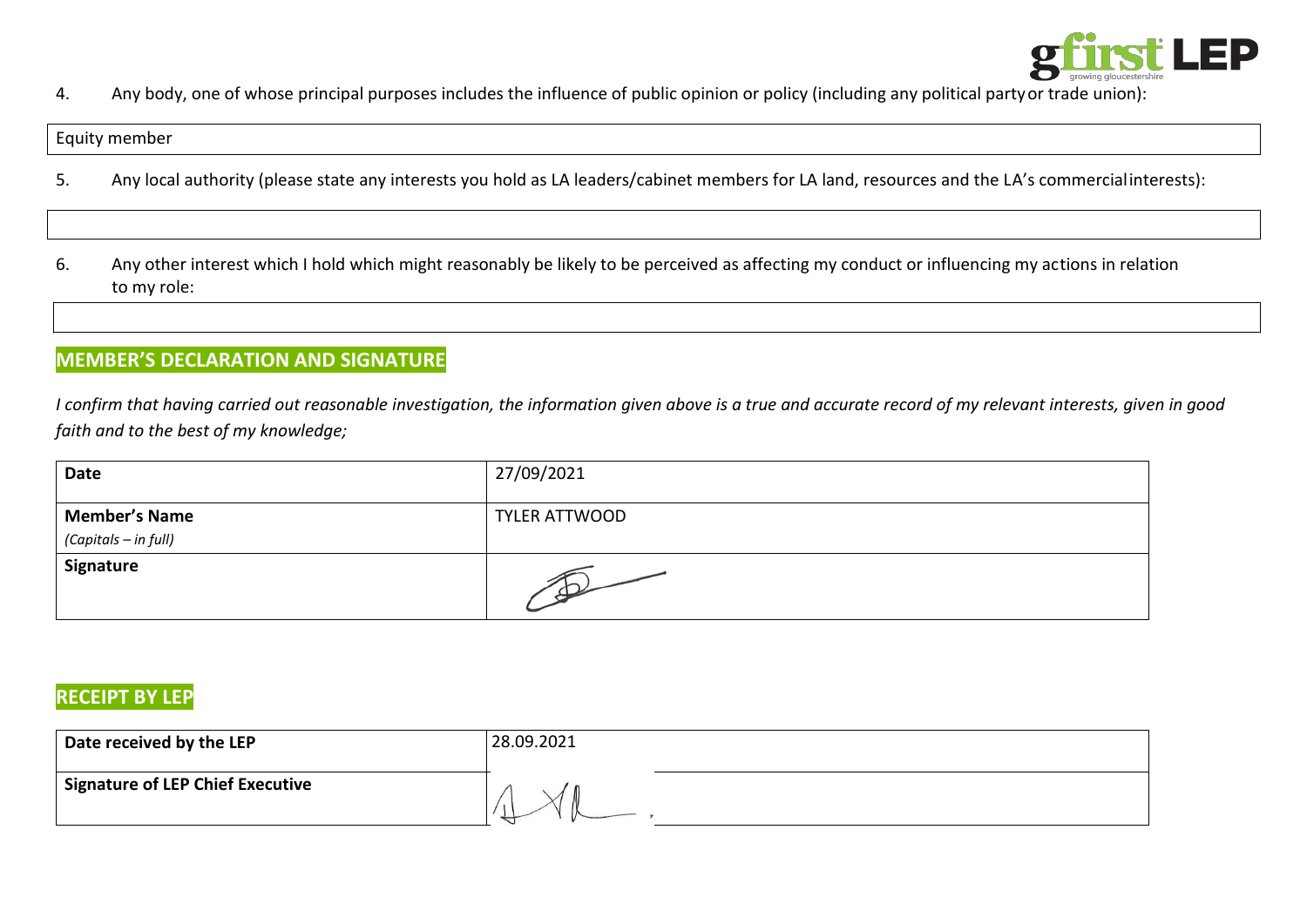4. Any body, one of whose principal purposes includes the influence of public opinion or policy (including any political party or trade union):

| Equity member |
|---|

5. Any local authority (please state any interests you hold as LA leaders/cabinet members for LA land, resources and the LA's commercial interests):

| |
|---|

6. Any other interest which I hold which might reasonably be likely to be perceived as affecting my conduct or influencing my actions in relation to my role:

| |
|---|

## MEMBER'S DECLARATION AND SIGNATURE

*I confirm that having carried out reasonable investigation, the information given above is a true and accurate record of my relevant interests, given in good faith and to the best of my knowledge;*

| | |
|---|---|
| **Date** | 27/09/2021 |
| **Member's Name** *(Capitals – in full)* | TYLER ATTWOOD |
| **Signature** | |

## RECEIPT BY LEP

| | |
|---|---|
| **Date received by the LEP** | 28.09.2021 |
| **Signature of LEP Chief Executive** | |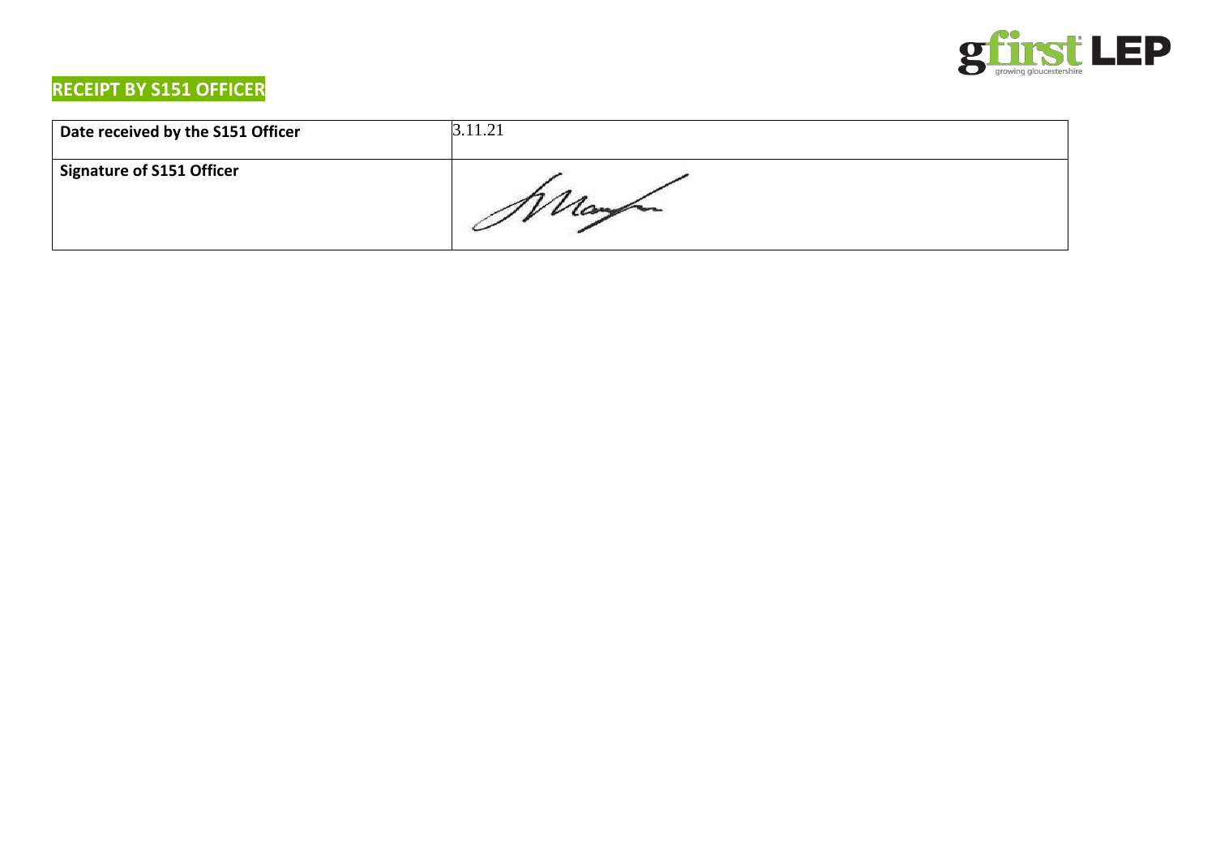## RECEIPT BY S151 OFFICER

| | |
|---|---|
| **Date received by the S151 Officer** | 3.11.21 |
| **Signature of S151 Officer** | |